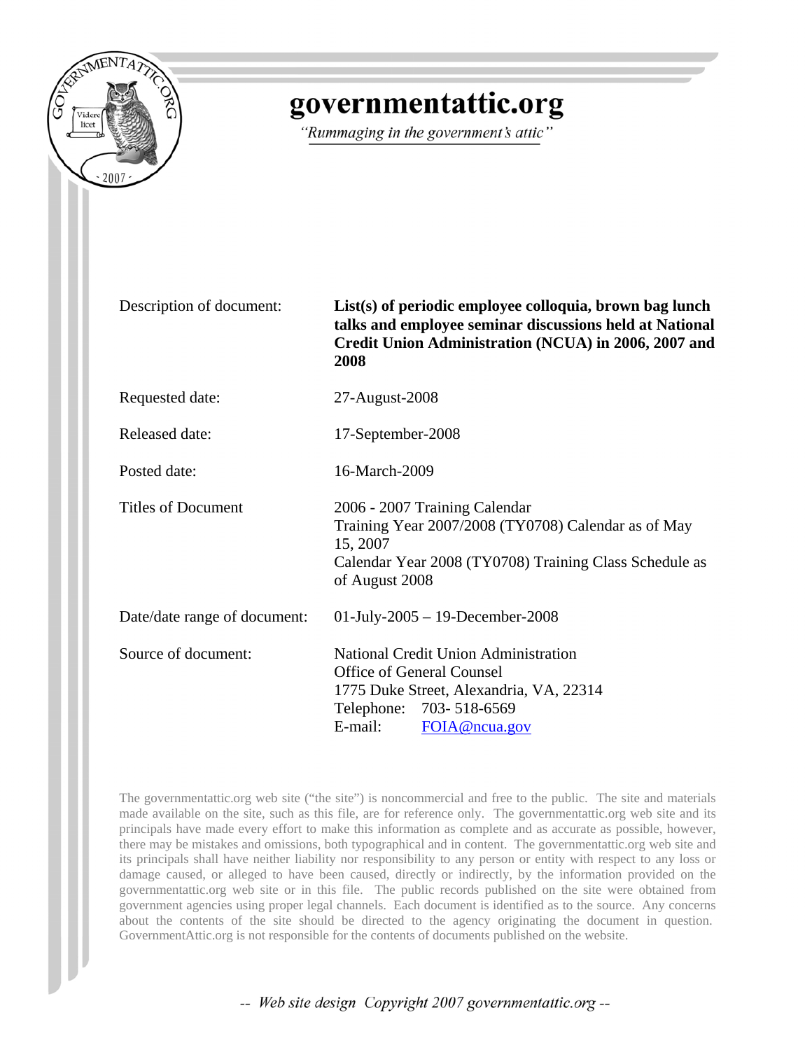# governmentattic.org

*"Rummaging in the government's attic"*

| | |
|---|---|
| Description of document: | **List(s) of periodic employee colloquia, brown bag lunch talks and employee seminar discussions held at National Credit Union Administration (NCUA) in 2006, 2007 and 2008** |
| Requested date: | 27-August-2008 |
| Released date: | 17-September-2008 |
| Posted date: | 16-March-2009 |
| Titles of Document | 2006 - 2007 Training Calendar<br>Training Year 2007/2008 (TY0708) Calendar as of May 15, 2007<br>Calendar Year 2008 (TY0708) Training Class Schedule as of August 2008 |
| Date/date range of document: | 01-July-2005 – 19-December-2008 |
| Source of document: | National Credit Union Administration<br>Office of General Counsel<br>1775 Duke Street, Alexandria, VA, 22314<br>Telephone: 703- 518-6569<br>E-mail: FOIA@ncua.gov |

The governmentattic.org web site ("the site") is noncommercial and free to the public. The site and materials made available on the site, such as this file, are for reference only. The governmentattic.org web site and its principals have made every effort to make this information as complete and as accurate as possible, however, there may be mistakes and omissions, both typographical and in content. The governmentattic.org web site and its principals shall have neither liability nor responsibility to any person or entity with respect to any loss or damage caused, or alleged to have been caused, directly or indirectly, by the information provided on the governmentattic.org web site or in this file. The public records published on the site were obtained from government agencies using proper legal channels. Each document is identified as to the source. Any concerns about the contents of the site should be directed to the agency originating the document in question. GovernmentAttic.org is not responsible for the contents of documents published on the website.

*-- Web site design Copyright 2007 governmentattic.org --*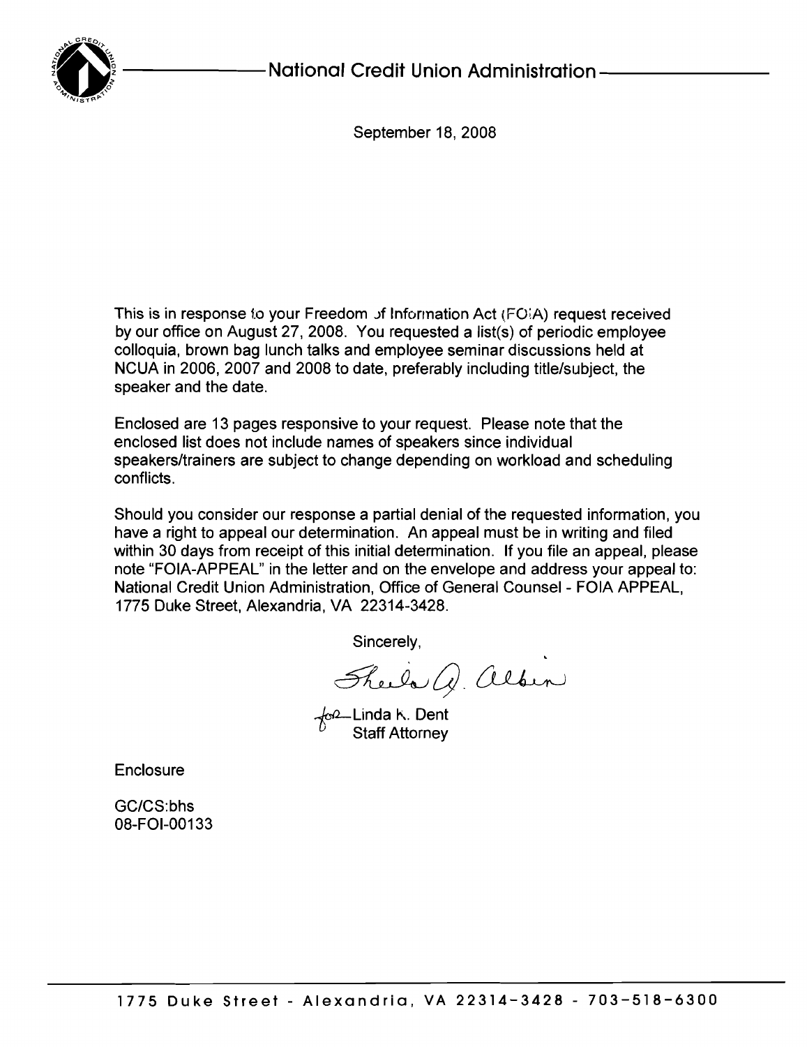National Credit Union Administration

September 18, 2008

This is in response to your Freedom of Information Act (FOIA) request received by our office on August 27, 2008. You requested a list(s) of periodic employee colloquia, brown bag lunch talks and employee seminar discussions held at NCUA in 2006, 2007 and 2008 to date, preferably including title/subject, the speaker and the date.

Enclosed are 13 pages responsive to your request. Please note that the enclosed list does not include names of speakers since individual speakers/trainers are subject to change depending on workload and scheduling conflicts.

Should you consider our response a partial denial of the requested information, you have a right to appeal our determination. An appeal must be in writing and filed within 30 days from receipt of this initial determination. If you file an appeal, please note "FOIA-APPEAL" in the letter and on the envelope and address your appeal to: National Credit Union Administration, Office of General Counsel - FOIA APPEAL, 1775 Duke Street, Alexandria, VA 22314-3428.

Sincerely,

Sheila A. Albin

for Linda K. Dent
Staff Attorney

Enclosure

GC/CS:bhs
08-FOI-00133

1775 Duke Street - Alexandria, VA 22314-3428 - 703-518-6300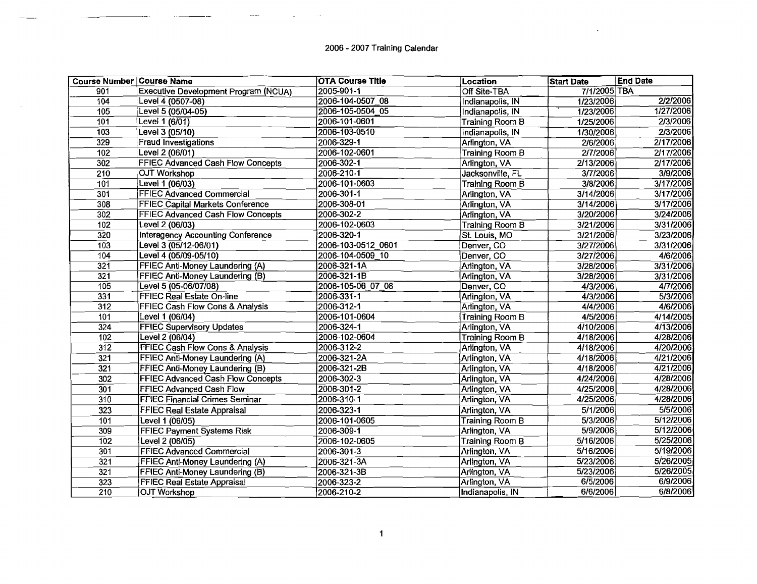2006 - 2007 Training Calendar

| Course Number | Course Name | OTA Course Title | Location | Start Date | End Date |
|---|---|---|---|---|---|
| 901 | Executive Development Program (NCUA) | 2005-901-1 | Off Site-TBA | 7/1/2005 | TBA |
| 104 | Level 4 (0507-08) | 2006-104-0507_08 | Indianapolis, IN | 1/23/2006 | 2/2/2006 |
| 105 | Level 5 (05/04-05) | 2006-105-0504_05 | Indianapolis, IN | 1/23/2006 | 1/27/2006 |
| 101 | Level 1 (6/01) | 2006-101-0601 | Training Room B | 1/25/2006 | 2/3/2006 |
| 103 | Level 3 (05/10) | 2006-103-0510 | Indianapolis, IN | 1/30/2006 | 2/3/2006 |
| 329 | Fraud Investigations | 2006-329-1 | Arlington, VA | 2/6/2006 | 2/17/2006 |
| 102 | Level 2 (06/01) | 2006-102-0601 | Training Room B | 2/7/2006 | 2/17/2006 |
| 302 | FFIEC Advanced Cash Flow Concepts | 2006-302-1 | Arlington, VA | 2/13/2006 | 2/17/2006 |
| 210 | OJT Workshop | 2006-210-1 | Jacksonville, FL | 3/7/2006 | 3/9/2006 |
| 101 | Level 1 (06/03) | 2006-101-0603 | Training Room B | 3/8/2006 | 3/17/2006 |
| 301 | FFIEC Advanced Commercial | 2006-301-1 | Arlington, VA | 3/14/2006 | 3/17/2006 |
| 308 | FFIEC Capital Markets Conference | 2006-308-01 | Arlington, VA | 3/14/2006 | 3/17/2006 |
| 302 | FFIEC Advanced Cash Flow Concepts | 2006-302-2 | Arlington, VA | 3/20/2006 | 3/24/2006 |
| 102 | Level 2 (06/03) | 2006-102-0603 | Training Room B | 3/21/2006 | 3/31/2006 |
| 320 | Interagency Accounting Conference | 2006-320-1 | St. Louis, MO | 3/21/2006 | 3/23/2006 |
| 103 | Level 3 (05/12-06/01) | 2006-103-0512_0601 | Denver, CO | 3/27/2006 | 3/31/2006 |
| 104 | Level 4 (05/09-05/10) | 2006-104-0509_10 | Denver, CO | 3/27/2006 | 4/6/2006 |
| 321 | FFIEC Anti-Money Laundering (A) | 2006-321-1A | Arlington, VA | 3/28/2006 | 3/31/2006 |
| 321 | FFIEC Anti-Money Laundering (B) | 2006-321-1B | Arlington, VA | 3/28/2006 | 3/31/2006 |
| 105 | Level 5 (05-06/07/08) | 2006-105-06_07_08 | Denver, CO | 4/3/2006 | 4/7/2006 |
| 331 | FFIEC Real Estate On-line | 2006-331-1 | Arlington, VA | 4/3/2006 | 5/3/2006 |
| 312 | FFIEC Cash Flow Cons & Analysis | 2006-312-1 | Arlington, VA | 4/4/2006 | 4/6/2006 |
| 101 | Level 1 (06/04) | 2006-101-0604 | Training Room B | 4/5/2006 | 4/14/2005 |
| 324 | FFIEC Supervisory Updates | 2006-324-1 | Arlington, VA | 4/10/2006 | 4/13/2006 |
| 102 | Level 2 (06/04) | 2006-102-0604 | Training Room B | 4/18/2006 | 4/28/2006 |
| 312 | FFIEC Cash Flow Cons & Analysis | 2006-312-2 | Arlington, VA | 4/18/2006 | 4/20/2006 |
| 321 | FFIEC Anti-Money Laundering (A) | 2006-321-2A | Arlington, VA | 4/18/2006 | 4/21/2006 |
| 321 | FFIEC Anti-Money Laundering (B) | 2006-321-2B | Arlington, VA | 4/18/2006 | 4/21/2006 |
| 302 | FFIEC Advanced Cash Flow Concepts | 2006-302-3 | Arlington, VA | 4/24/2006 | 4/28/2006 |
| 301 | FFIEC Advanced Cash Flow | 2006-301-2 | Arlington, VA | 4/25/2006 | 4/28/2006 |
| 310 | FFIEC Financial Crimes Seminar | 2006-310-1 | Arlington, VA | 4/25/2006 | 4/28/2006 |
| 323 | FFIEC Real Estate Appraisal | 2006-323-1 | Arlington, VA | 5/1/2006 | 5/5/2006 |
| 101 | Level 1 (06/05) | 2006-101-0605 | Training Room B | 5/3/2006 | 5/12/2006 |
| 309 | FFIEC Payment Systems Risk | 2006-309-1 | Arlington, VA | 5/9/2006 | 5/12/2006 |
| 102 | Level 2 (06/05) | 2006-102-0605 | Training Room B | 5/16/2006 | 5/25/2006 |
| 301 | FFIEC Advanced Commercial | 2006-301-3 | Arlington, VA | 5/16/2006 | 5/19/2006 |
| 321 | FFIEC Anti-Money Laundering (A) | 2006-321-3A | Arlington, VA | 5/23/2006 | 5/26/2005 |
| 321 | FFIEC Anti-Money Laundering (B) | 2006-321-3B | Arlington, VA | 5/23/2006 | 5/26/2005 |
| 323 | FFIEC Real Estate Appraisal | 2006-323-2 | Arlington, VA | 6/5/2006 | 6/9/2006 |
| 210 | OJT Workshop | 2006-210-2 | Indianapolis, IN | 6/6/2006 | 6/8/2006 |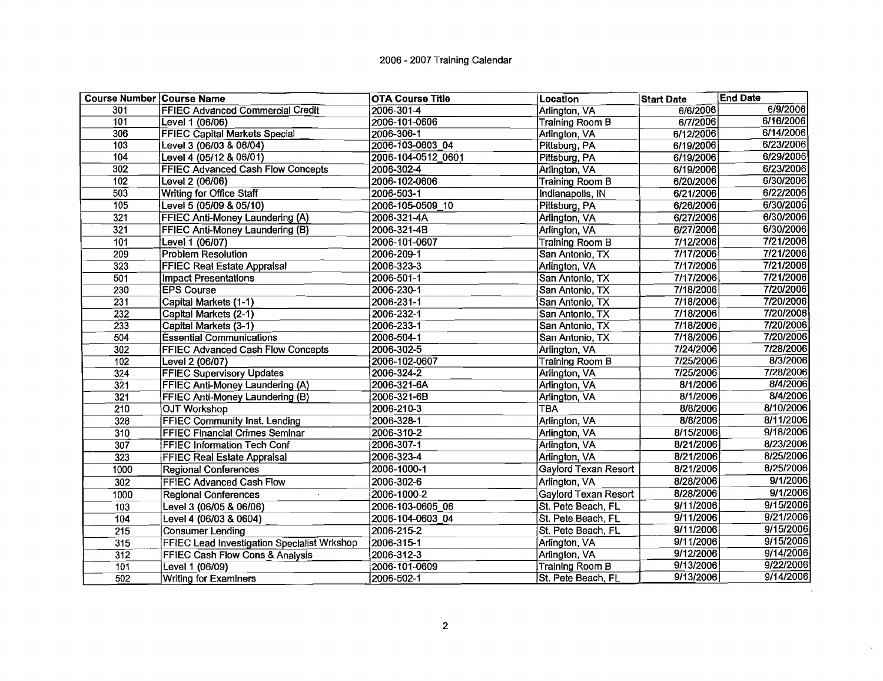2006 - 2007 Training Calendar

| Course Number | Course Name | OTA Course Title | Location | Start Date | End Date |
|---|---|---|---|---|---|
| 301 | FFIEC Advanced Commercial Credit | 2006-301-4 | Arlington, VA | 6/6/2006 | 6/9/2006 |
| 101 | Level 1 (06/06) | 2006-101-0606 | Training Room B | 6/7/2006 | 6/16/2006 |
| 306 | FFIEC Capital Markets Special | 2006-306-1 | Arlington, VA | 6/12/2006 | 6/14/2006 |
| 103 | Level 3 (06/03 & 06/04) | 2006-103-0603_04 | Pittsburg, PA | 6/19/2006 | 6/23/2006 |
| 104 | Level 4 (05/12 & 06/01) | 2006-104-0512_0601 | Pittsburg, PA | 6/19/2006 | 6/29/2006 |
| 302 | FFIEC Advanced Cash Flow Concepts | 2006-302-4 | Arlington, VA | 6/19/2006 | 6/23/2006 |
| 102 | Level 2 (06/06) | 2006-102-0606 | Training Room B | 6/20/2006 | 6/30/2006 |
| 503 | Writing for Office Staff | 2006-503-1 | Indianapolis, IN | 6/21/2006 | 6/22/2006 |
| 105 | Level 5 (05/09 & 05/10) | 2006-105-0509_10 | Pittsburg, PA | 6/26/2006 | 6/30/2006 |
| 321 | FFIEC Anti-Money Laundering (A) | 2006-321-4A | Arlington, VA | 6/27/2006 | 6/30/2006 |
| 321 | FFIEC Anti-Money Laundering (B) | 2006-321-4B | Arlington, VA | 6/27/2006 | 6/30/2006 |
| 101 | Level 1 (06/07) | 2006-101-0607 | Training Room B | 7/12/2006 | 7/21/2006 |
| 209 | Problem Resolution | 2006-209-1 | San Antonio, TX | 7/17/2006 | 7/21/2006 |
| 323 | FFIEC Real Estate Appraisal | 2006-323-3 | Arlington, VA | 7/17/2006 | 7/21/2006 |
| 501 | Impact Presentations | 2006-501-1 | San Antonio, TX | 7/17/2006 | 7/21/2006 |
| 230 | EPS Course | 2006-230-1 | San Antonio, TX | 7/18/2006 | 7/20/2006 |
| 231 | Capital Markets (1-1) | 2006-231-1 | San Antonio, TX | 7/18/2006 | 7/20/2006 |
| 232 | Capital Markets (2-1) | 2006-232-1 | San Antonio, TX | 7/18/2006 | 7/20/2006 |
| 233 | Capital Markets (3-1) | 2006-233-1 | San Antonio, TX | 7/18/2006 | 7/20/2006 |
| 504 | Essential Communications | 2006-504-1 | San Antonio, TX | 7/18/2006 | 7/20/2006 |
| 302 | FFIEC Advanced Cash Flow Concepts | 2006-302-5 | Arlington, VA | 7/24/2006 | 7/28/2006 |
| 102 | Level 2 (06/07) | 2006-102-0607 | Training Room B | 7/25/2006 | 8/3/2006 |
| 324 | FFIEC Supervisory Updates | 2006-324-2 | Arlington, VA | 7/25/2006 | 7/28/2006 |
| 321 | FFIEC Anti-Money Laundering (A) | 2006-321-6A | Arlington, VA | 8/1/2006 | 8/4/2006 |
| 321 | FFIEC Anti-Money Laundering (B) | 2006-321-6B | Arlington, VA | 8/1/2006 | 8/4/2006 |
| 210 | OJT Workshop | 2006-210-3 | TBA | 8/8/2006 | 8/10/2006 |
| 328 | FFIEC Community Inst. Lending | 2006-328-1 | Arlington, VA | 8/8/2006 | 8/11/2006 |
| 310 | FFIEC Financial Crimes Seminar | 2006-310-2 | Arlington, VA | 8/15/2006 | 9/18/2006 |
| 307 | FFIEC Information Tech Conf | 2006-307-1 | Arlington, VA | 8/21/2006 | 8/23/2006 |
| 323 | FFIEC Real Estate Appraisal | 2006-323-4 | Arlington, VA | 8/21/2006 | 8/25/2006 |
| 1000 | Regional Conferences | 2006-1000-1 | Gaylord Texan Resort | 8/21/2006 | 8/25/2006 |
| 302 | FFIEC Advanced Cash Flow | 2006-302-6 | Arlington, VA | 8/28/2006 | 9/1/2006 |
| 1000 | Regional Conferences | 2006-1000-2 | Gaylord Texan Resort | 8/28/2006 | 9/1/2006 |
| 103 | Level 3 (06/05 & 06/06) | 2006-103-0605_06 | St. Pete Beach, FL | 9/11/2006 | 9/15/2006 |
| 104 | Level 4 (06/03 & 0604) | 2006-104-0603_04 | St. Pete Beach, FL | 9/11/2006 | 9/21/2006 |
| 215 | Consumer Lending | 2006-215-2 | St. Pete Beach, FL | 9/11/2006 | 9/15/2006 |
| 315 | FFIEC Lead Investigation Specialist Wrkshop | 2006-315-1 | Arlington, VA | 9/11/2006 | 9/15/2006 |
| 312 | FFIEC Cash Flow Cons & Analysis | 2006-312-3 | Arlington, VA | 9/12/2006 | 9/14/2006 |
| 101 | Level 1 (06/09) | 2006-101-0609 | Training Room B | 9/13/2006 | 9/22/2006 |
| 502 | Writing for Examiners | 2006-502-1 | St. Pete Beach, FL | 9/13/2006 | 9/14/2006 |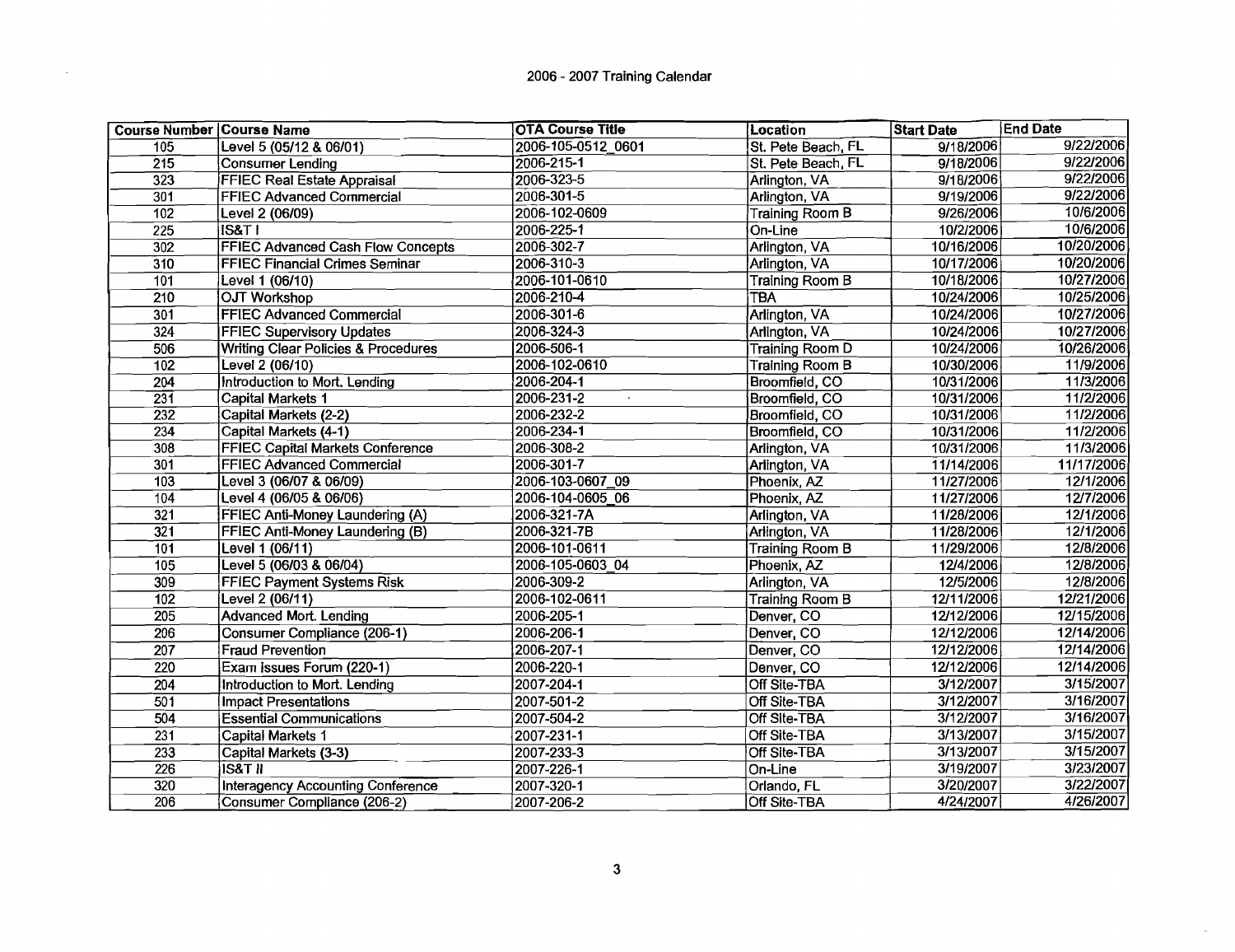# 2006 - 2007 Training Calendar

| Course Number | Course Name | OTA Course Title | Location | Start Date | End Date |
|---|---|---|---|---|---|
| 105 | Level 5 (05/12 & 06/01) | 2006-105-0512_0601 | St. Pete Beach, FL | 9/18/2006 | 9/22/2006 |
| 215 | Consumer Lending | 2006-215-1 | St. Pete Beach, FL | 9/18/2006 | 9/22/2006 |
| 323 | FFIEC Real Estate Appraisal | 2006-323-5 | Arlington, VA | 9/18/2006 | 9/22/2006 |
| 301 | FFIEC Advanced Commercial | 2006-301-5 | Arlington, VA | 9/19/2006 | 9/22/2006 |
| 102 | Level 2 (06/09) | 2006-102-0609 | Training Room B | 9/26/2006 | 10/6/2006 |
| 225 | IS&T I | 2006-225-1 | On-Line | 10/2/2006 | 10/6/2006 |
| 302 | FFIEC Advanced Cash Flow Concepts | 2006-302-7 | Arlington, VA | 10/16/2006 | 10/20/2006 |
| 310 | FFIEC Financial Crimes Seminar | 2006-310-3 | Arlington, VA | 10/17/2006 | 10/20/2006 |
| 101 | Level 1 (06/10) | 2006-101-0610 | Training Room B | 10/18/2006 | 10/27/2006 |
| 210 | OJT Workshop | 2006-210-4 | TBA | 10/24/2006 | 10/25/2006 |
| 301 | FFIEC Advanced Commercial | 2006-301-6 | Arlington, VA | 10/24/2006 | 10/27/2006 |
| 324 | FFIEC Supervisory Updates | 2006-324-3 | Arlington, VA | 10/24/2006 | 10/27/2006 |
| 506 | Writing Clear Policies & Procedures | 2006-506-1 | Training Room D | 10/24/2006 | 10/26/2006 |
| 102 | Level 2 (06/10) | 2006-102-0610 | Training Room B | 10/30/2006 | 11/9/2006 |
| 204 | Introduction to Mort. Lending | 2006-204-1 | Broomfield, CO | 10/31/2006 | 11/3/2006 |
| 231 | Capital Markets 1 | 2006-231-2 | Broomfield, CO | 10/31/2006 | 11/2/2006 |
| 232 | Capital Markets (2-2) | 2006-232-2 | Broomfield, CO | 10/31/2006 | 11/2/2006 |
| 234 | Capital Markets (4-1) | 2006-234-1 | Broomfield, CO | 10/31/2006 | 11/2/2006 |
| 308 | FFIEC Capital Markets Conference | 2006-308-2 | Arlington, VA | 10/31/2006 | 11/3/2006 |
| 301 | FFIEC Advanced Commercial | 2006-301-7 | Arlington, VA | 11/14/2006 | 11/17/2006 |
| 103 | Level 3 (06/07 & 06/09) | 2006-103-0607_09 | Phoenix, AZ | 11/27/2006 | 12/1/2006 |
| 104 | Level 4 (06/05 & 06/06) | 2006-104-0605_06 | Phoenix, AZ | 11/27/2006 | 12/7/2006 |
| 321 | FFIEC Anti-Money Laundering (A) | 2006-321-7A | Arlington, VA | 11/28/2006 | 12/1/2006 |
| 321 | FFIEC Anti-Money Laundering (B) | 2006-321-7B | Arlington, VA | 11/28/2006 | 12/1/2006 |
| 101 | Level 1 (06/11) | 2006-101-0611 | Training Room B | 11/29/2006 | 12/8/2006 |
| 105 | Level 5 (06/03 & 06/04) | 2006-105-0603_04 | Phoenix, AZ | 12/4/2006 | 12/8/2006 |
| 309 | FFIEC Payment Systems Risk | 2006-309-2 | Arlington, VA | 12/5/2006 | 12/8/2006 |
| 102 | Level 2 (06/11) | 2006-102-0611 | Training Room B | 12/11/2006 | 12/21/2006 |
| 205 | Advanced Mort. Lending | 2006-205-1 | Denver, CO | 12/12/2006 | 12/15/2006 |
| 206 | Consumer Compliance (206-1) | 2006-206-1 | Denver, CO | 12/12/2006 | 12/14/2006 |
| 207 | Fraud Prevention | 2006-207-1 | Denver, CO | 12/12/2006 | 12/14/2006 |
| 220 | Exam Issues Forum (220-1) | 2006-220-1 | Denver, CO | 12/12/2006 | 12/14/2006 |
| 204 | Introduction to Mort. Lending | 2007-204-1 | Off Site-TBA | 3/12/2007 | 3/15/2007 |
| 501 | Impact Presentations | 2007-501-2 | Off Site-TBA | 3/12/2007 | 3/16/2007 |
| 504 | Essential Communications | 2007-504-2 | Off Site-TBA | 3/12/2007 | 3/16/2007 |
| 231 | Capital Markets 1 | 2007-231-1 | Off Site-TBA | 3/13/2007 | 3/15/2007 |
| 233 | Capital Markets (3-3) | 2007-233-3 | Off Site-TBA | 3/13/2007 | 3/15/2007 |
| 226 | IS&T II | 2007-226-1 | On-Line | 3/19/2007 | 3/23/2007 |
| 320 | Interagency Accounting Conference | 2007-320-1 | Orlando, FL | 3/20/2007 | 3/22/2007 |
| 206 | Consumer Compliance (206-2) | 2007-206-2 | Off Site-TBA | 4/24/2007 | 4/26/2007 |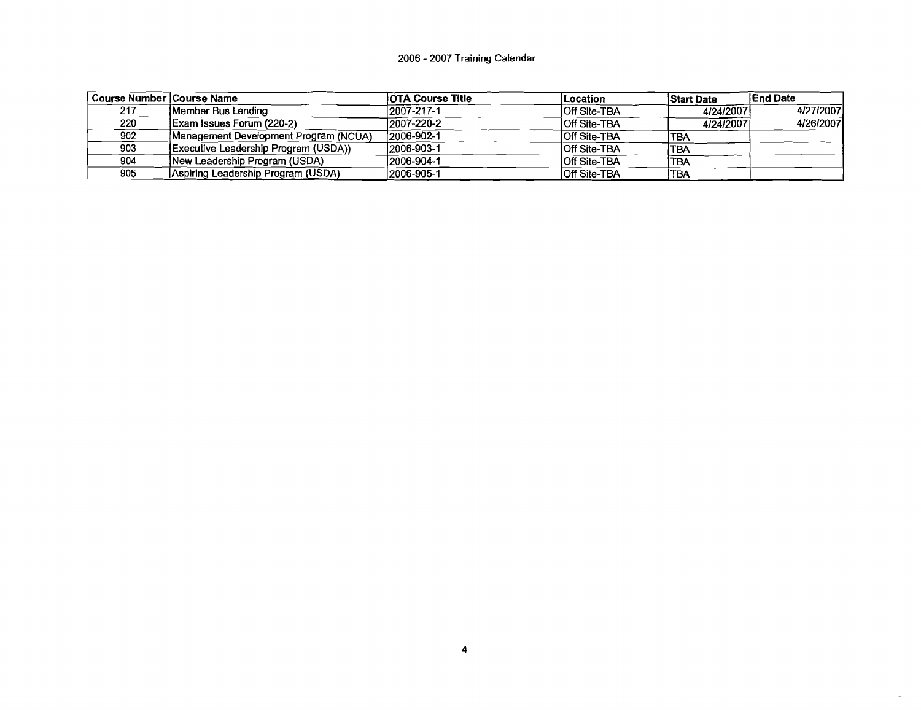2006 - 2007 Training Calendar

| Course Number | Course Name | OTA Course Title | Location | Start Date | End Date |
|---|---|---|---|---|---|
| 217 | Member Bus Lending | 2007-217-1 | Off Site-TBA | 4/24/2007 | 4/27/2007 |
| 220 | Exam Issues Forum (220-2) | 2007-220-2 | Off Site-TBA | 4/24/2007 | 4/26/2007 |
| 902 | Management Development Program (NCUA) | 2006-902-1 | Off Site-TBA | TBA | |
| 903 | Executive Leadership Program (USDA)) | 2006-903-1 | Off Site-TBA | TBA | |
| 904 | New Leadership Program (USDA) | 2006-904-1 | Off Site-TBA | TBA | |
| 905 | Aspiring Leadership Program (USDA) | 2006-905-1 | Off Site-TBA | TBA | |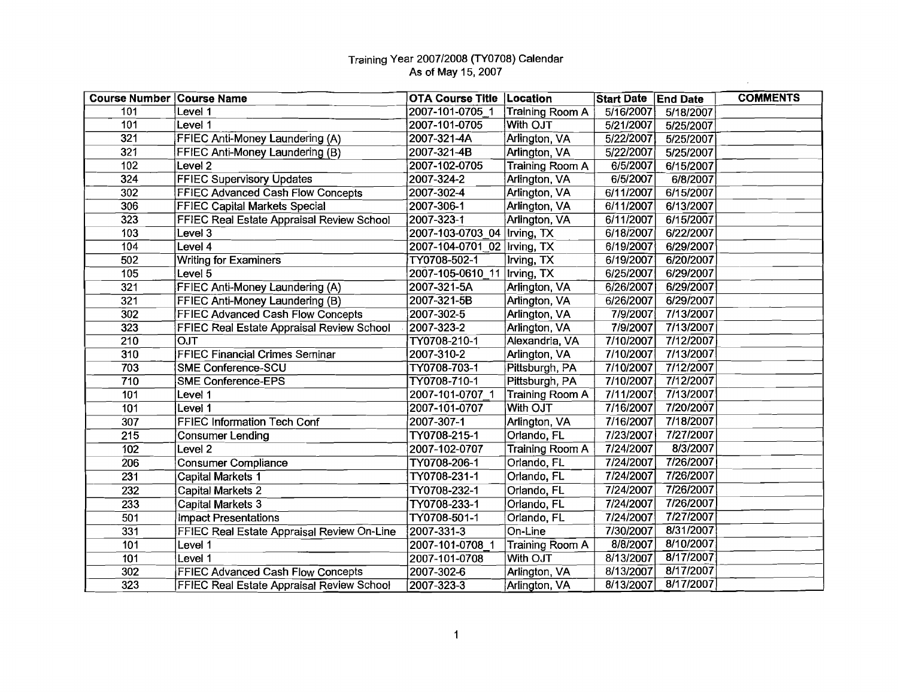Training Year 2007/2008 (TY0708) Calendar
As of May 15, 2007

| Course Number | Course Name | OTA Course Title | Location | Start Date | End Date | COMMENTS |
|---|---|---|---|---|---|---|
| 101 | Level 1 | 2007-101-0705_1 | Training Room A | 5/16/2007 | 5/18/2007 | |
| 101 | Level 1 | 2007-101-0705 | With OJT | 5/21/2007 | 5/25/2007 | |
| 321 | FFIEC Anti-Money Laundering (A) | 2007-321-4A | Arlington, VA | 5/22/2007 | 5/25/2007 | |
| 321 | FFIEC Anti-Money Laundering (B) | 2007-321-4B | Arlington, VA | 5/22/2007 | 5/25/2007 | |
| 102 | Level 2 | 2007-102-0705 | Training Room A | 6/5/2007 | 6/15/2007 | |
| 324 | FFIEC Supervisory Updates | 2007-324-2 | Arlington, VA | 6/5/2007 | 6/8/2007 | |
| 302 | FFIEC Advanced Cash Flow Concepts | 2007-302-4 | Arlington, VA | 6/11/2007 | 6/15/2007 | |
| 306 | FFIEC Capital Markets Special | 2007-306-1 | Arlington, VA | 6/11/2007 | 6/13/2007 | |
| 323 | FFIEC Real Estate Appraisal Review School | 2007-323-1 | Arlington, VA | 6/11/2007 | 6/15/2007 | |
| 103 | Level 3 | 2007-103-0703_04 | Irving, TX | 6/18/2007 | 6/22/2007 | |
| 104 | Level 4 | 2007-104-0701_02 | Irving, TX | 6/19/2007 | 6/29/2007 | |
| 502 | Writing for Examiners | TY0708-502-1 | Irving, TX | 6/19/2007 | 6/20/2007 | |
| 105 | Level 5 | 2007-105-0610_11 | Irving, TX | 6/25/2007 | 6/29/2007 | |
| 321 | FFIEC Anti-Money Laundering (A) | 2007-321-5A | Arlington, VA | 6/26/2007 | 6/29/2007 | |
| 321 | FFIEC Anti-Money Laundering (B) | 2007-321-5B | Arlington, VA | 6/26/2007 | 6/29/2007 | |
| 302 | FFIEC Advanced Cash Flow Concepts | 2007-302-5 | Arlington, VA | 7/9/2007 | 7/13/2007 | |
| 323 | FFIEC Real Estate Appraisal Review School | 2007-323-2 | Arlington, VA | 7/9/2007 | 7/13/2007 | |
| 210 | OJT | TY0708-210-1 | Alexandria, VA | 7/10/2007 | 7/12/2007 | |
| 310 | FFIEC Financial Crimes Seminar | 2007-310-2 | Arlington, VA | 7/10/2007 | 7/13/2007 | |
| 703 | SME Conference-SCU | TY0708-703-1 | Pittsburgh, PA | 7/10/2007 | 7/12/2007 | |
| 710 | SME Conference-EPS | TY0708-710-1 | Pittsburgh, PA | 7/10/2007 | 7/12/2007 | |
| 101 | Level 1 | 2007-101-0707_1 | Training Room A | 7/11/2007 | 7/13/2007 | |
| 101 | Level 1 | 2007-101-0707 | With OJT | 7/16/2007 | 7/20/2007 | |
| 307 | FFIEC Information Tech Conf | 2007-307-1 | Arlington, VA | 7/16/2007 | 7/18/2007 | |
| 215 | Consumer Lending | TY0708-215-1 | Orlando, FL | 7/23/2007 | 7/27/2007 | |
| 102 | Level 2 | 2007-102-0707 | Training Room A | 7/24/2007 | 8/3/2007 | |
| 206 | Consumer Compliance | TY0708-206-1 | Orlando, FL | 7/24/2007 | 7/26/2007 | |
| 231 | Capital Markets 1 | TY0708-231-1 | Orlando, FL | 7/24/2007 | 7/26/2007 | |
| 232 | Capital Markets 2 | TY0708-232-1 | Orlando, FL | 7/24/2007 | 7/26/2007 | |
| 233 | Capital Markets 3 | TY0708-233-1 | Orlando, FL | 7/24/2007 | 7/26/2007 | |
| 501 | Impact Presentations | TY0708-501-1 | Orlando, FL | 7/24/2007 | 7/27/2007 | |
| 331 | FFIEC Real Estate Appraisal Review On-Line | 2007-331-3 | On-Line | 7/30/2007 | 8/31/2007 | |
| 101 | Level 1 | 2007-101-0708_1 | Training Room A | 8/8/2007 | 8/10/2007 | |
| 101 | Level 1 | 2007-101-0708 | With OJT | 8/13/2007 | 8/17/2007 | |
| 302 | FFIEC Advanced Cash Flow Concepts | 2007-302-6 | Arlington, VA | 8/13/2007 | 8/17/2007 | |
| 323 | FFIEC Real Estate Appraisal Review School | 2007-323-3 | Arlington, VA | 8/13/2007 | 8/17/2007 | |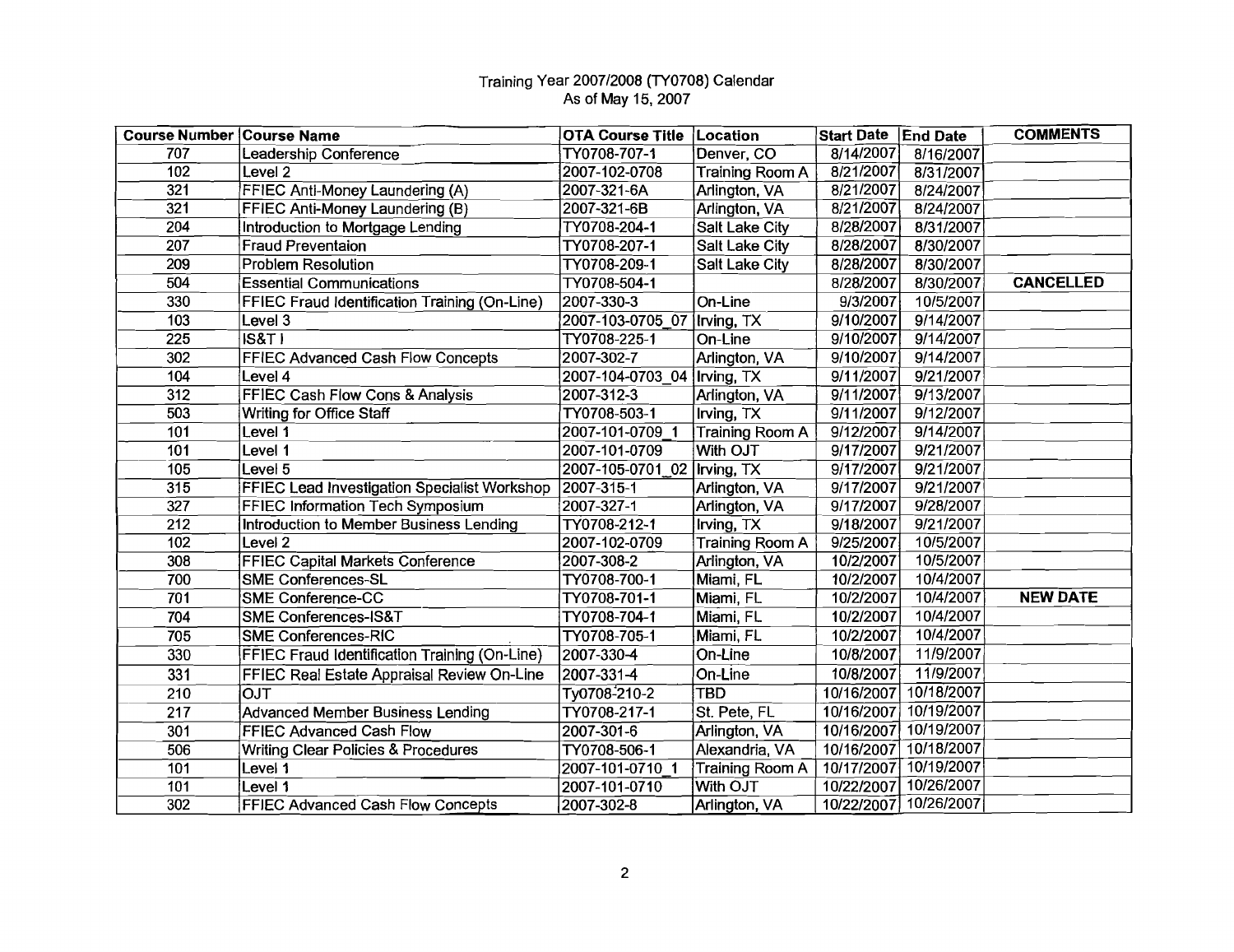# Training Year 2007/2008 (TY0708) Calendar

As of May 15, 2007

| Course Number | Course Name | OTA Course Title | Location | Start Date | End Date | COMMENTS |
|---|---|---|---|---|---|---|
| 707 | Leadership Conference | TY0708-707-1 | Denver, CO | 8/14/2007 | 8/16/2007 | |
| 102 | Level 2 | 2007-102-0708 | Training Room A | 8/21/2007 | 8/31/2007 | |
| 321 | FFIEC Anti-Money Laundering (A) | 2007-321-6A | Arlington, VA | 8/21/2007 | 8/24/2007 | |
| 321 | FFIEC Anti-Money Laundering (B) | 2007-321-6B | Arlington, VA | 8/21/2007 | 8/24/2007 | |
| 204 | Introduction to Mortgage Lending | TY0708-204-1 | Salt Lake City | 8/28/2007 | 8/31/2007 | |
| 207 | Fraud Preventaion | TY0708-207-1 | Salt Lake City | 8/28/2007 | 8/30/2007 | |
| 209 | Problem Resolution | TY0708-209-1 | Salt Lake City | 8/28/2007 | 8/30/2007 | |
| 504 | Essential Communications | TY0708-504-1 | | 8/28/2007 | 8/30/2007 | CANCELLED |
| 330 | FFIEC Fraud Identification Training (On-Line) | 2007-330-3 | On-Line | 9/3/2007 | 10/5/2007 | |
| 103 | Level 3 | 2007-103-0705_07 | Irving, TX | 9/10/2007 | 9/14/2007 | |
| 225 | IS&T I | TY0708-225-1 | On-Line | 9/10/2007 | 9/14/2007 | |
| 302 | FFIEC Advanced Cash Flow Concepts | 2007-302-7 | Arlington, VA | 9/10/2007 | 9/14/2007 | |
| 104 | Level 4 | 2007-104-0703_04 | Irving, TX | 9/11/2007 | 9/21/2007 | |
| 312 | FFIEC Cash Flow Cons & Analysis | 2007-312-3 | Arlington, VA | 9/11/2007 | 9/13/2007 | |
| 503 | Writing for Office Staff | TY0708-503-1 | Irving, TX | 9/11/2007 | 9/12/2007 | |
| 101 | Level 1 | 2007-101-0709_1 | Training Room A | 9/12/2007 | 9/14/2007 | |
| 101 | Level 1 | 2007-101-0709 | With OJT | 9/17/2007 | 9/21/2007 | |
| 105 | Level 5 | 2007-105-0701_02 | Irving, TX | 9/17/2007 | 9/21/2007 | |
| 315 | FFIEC Lead Investigation Specialist Workshop | 2007-315-1 | Arlington, VA | 9/17/2007 | 9/21/2007 | |
| 327 | FFIEC Information Tech Symposium | 2007-327-1 | Arlington, VA | 9/17/2007 | 9/28/2007 | |
| 212 | Introduction to Member Business Lending | TY0708-212-1 | Irving, TX | 9/18/2007 | 9/21/2007 | |
| 102 | Level 2 | 2007-102-0709 | Training Room A | 9/25/2007 | 10/5/2007 | |
| 308 | FFIEC Capital Markets Conference | 2007-308-2 | Arlington, VA | 10/2/2007 | 10/5/2007 | |
| 700 | SME Conferences-SL | TY0708-700-1 | Miami, FL | 10/2/2007 | 10/4/2007 | |
| 701 | SME Conference-CC | TY0708-701-1 | Miami, FL | 10/2/2007 | 10/4/2007 | NEW DATE |
| 704 | SME Conferences-IS&T | TY0708-704-1 | Miami, FL | 10/2/2007 | 10/4/2007 | |
| 705 | SME Conferences-RIC | TY0708-705-1 | Miami, FL | 10/2/2007 | 10/4/2007 | |
| 330 | FFIEC Fraud Identification Training (On-Line) | 2007-330-4 | On-Line | 10/8/2007 | 11/9/2007 | |
| 331 | FFIEC Real Estate Appraisal Review On-Line | 2007-331-4 | On-Line | 10/8/2007 | 11/9/2007 | |
| 210 | OJT | Ty0708-210-2 | TBD | 10/16/2007 | 10/18/2007 | |
| 217 | Advanced Member Business Lending | TY0708-217-1 | St. Pete, FL | 10/16/2007 | 10/19/2007 | |
| 301 | FFIEC Advanced Cash Flow | 2007-301-6 | Arlington, VA | 10/16/2007 | 10/19/2007 | |
| 506 | Writing Clear Policies & Procedures | TY0708-506-1 | Alexandria, VA | 10/16/2007 | 10/18/2007 | |
| 101 | Level 1 | 2007-101-0710_1 | Training Room A | 10/17/2007 | 10/19/2007 | |
| 101 | Level 1 | 2007-101-0710 | With OJT | 10/22/2007 | 10/26/2007 | |
| 302 | FFIEC Advanced Cash Flow Concepts | 2007-302-8 | Arlington, VA | 10/22/2007 | 10/26/2007 | |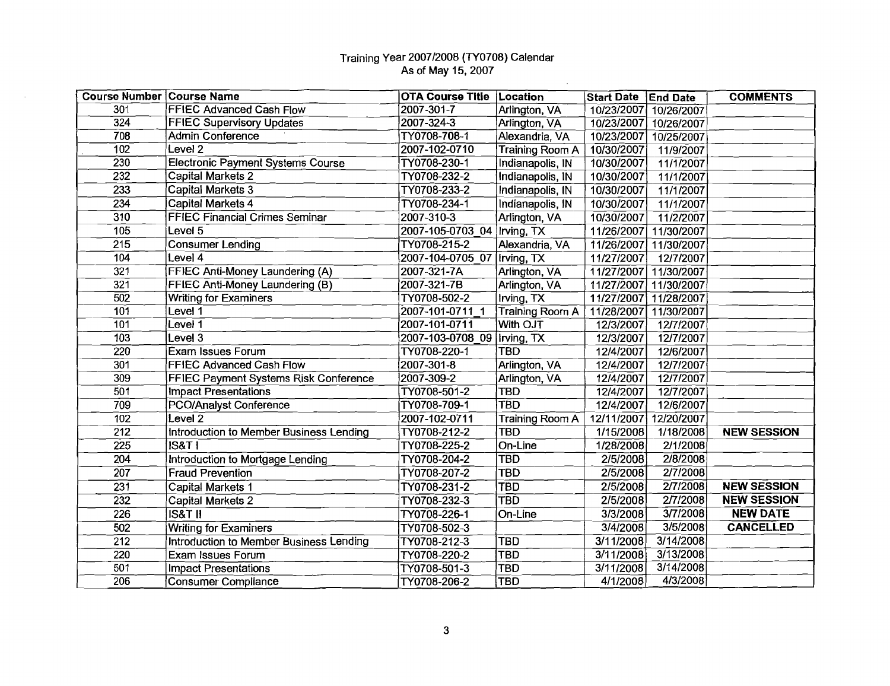Training Year 2007/2008 (TY0708) Calendar
As of May 15, 2007

| Course Number | Course Name | OTA Course Title | Location | Start Date | End Date | COMMENTS |
|---|---|---|---|---|---|---|
| 301 | FFIEC Advanced Cash Flow | 2007-301-7 | Arlington, VA | 10/23/2007 | 10/26/2007 | |
| 324 | FFIEC Supervisory Updates | 2007-324-3 | Arlington, VA | 10/23/2007 | 10/26/2007 | |
| 708 | Admin Conference | TY0708-708-1 | Alexandria, VA | 10/23/2007 | 10/25/2007 | |
| 102 | Level 2 | 2007-102-0710 | Training Room A | 10/30/2007 | 11/9/2007 | |
| 230 | Electronic Payment Systems Course | TY0708-230-1 | Indianapolis, IN | 10/30/2007 | 11/1/2007 | |
| 232 | Capital Markets 2 | TY0708-232-2 | Indianapolis, IN | 10/30/2007 | 11/1/2007 | |
| 233 | Capital Markets 3 | TY0708-233-2 | Indianapolis, IN | 10/30/2007 | 11/1/2007 | |
| 234 | Capital Markets 4 | TY0708-234-1 | Indianapolis, IN | 10/30/2007 | 11/1/2007 | |
| 310 | FFIEC Financial Crimes Seminar | 2007-310-3 | Arlington, VA | 10/30/2007 | 11/2/2007 | |
| 105 | Level 5 | 2007-105-0703_04 | Irving, TX | 11/26/2007 | 11/30/2007 | |
| 215 | Consumer Lending | TY0708-215-2 | Alexandria, VA | 11/26/2007 | 11/30/2007 | |
| 104 | Level 4 | 2007-104-0705_07 | Irving, TX | 11/27/2007 | 12/7/2007 | |
| 321 | FFIEC Anti-Money Laundering (A) | 2007-321-7A | Arlington, VA | 11/27/2007 | 11/30/2007 | |
| 321 | FFIEC Anti-Money Laundering (B) | 2007-321-7B | Arlington, VA | 11/27/2007 | 11/30/2007 | |
| 502 | Writing for Examiners | TY0708-502-2 | Irving, TX | 11/27/2007 | 11/28/2007 | |
| 101 | Level 1 | 2007-101-0711_1 | Training Room A | 11/28/2007 | 11/30/2007 | |
| 101 | Level 1 | 2007-101-0711 | With OJT | 12/3/2007 | 12/7/2007 | |
| 103 | Level 3 | 2007-103-0708_09 | Irving, TX | 12/3/2007 | 12/7/2007 | |
| 220 | Exam Issues Forum | TY0708-220-1 | TBD | 12/4/2007 | 12/6/2007 | |
| 301 | FFIEC Advanced Cash Flow | 2007-301-8 | Arlington, VA | 12/4/2007 | 12/7/2007 | |
| 309 | FFIEC Payment Systems Risk Conference | 2007-309-2 | Arlington, VA | 12/4/2007 | 12/7/2007 | |
| 501 | Impact Presentations | TY0708-501-2 | TBD | 12/4/2007 | 12/7/2007 | |
| 709 | PCO/Analyst Conference | TY0708-709-1 | TBD | 12/4/2007 | 12/6/2007 | |
| 102 | Level 2 | 2007-102-0711 | Training Room A | 12/11/2007 | 12/20/2007 | |
| 212 | Introduction to Member Business Lending | TY0708-212-2 | TBD | 1/15/2008 | 1/18/2008 | **NEW SESSION** |
| 225 | IS&T I | TY0708-225-2 | On-Line | 1/28/2008 | 2/1/2008 | |
| 204 | Introduction to Mortgage Lending | TY0708-204-2 | TBD | 2/5/2008 | 2/8/2008 | |
| 207 | Fraud Prevention | TY0708-207-2 | TBD | 2/5/2008 | 2/7/2008 | |
| 231 | Capital Markets 1 | TY0708-231-2 | TBD | 2/5/2008 | 2/7/2008 | **NEW SESSION** |
| 232 | Capital Markets 2 | TY0708-232-3 | TBD | 2/5/2008 | 2/7/2008 | **NEW SESSION** |
| 226 | IS&T II | TY0708-226-1 | On-Line | 3/3/2008 | 3/7/2008 | **NEW DATE** |
| 502 | Writing for Examiners | TY0708-502-3 | | 3/4/2008 | 3/5/2008 | **CANCELLED** |
| 212 | Introduction to Member Business Lending | TY0708-212-3 | TBD | 3/11/2008 | 3/14/2008 | |
| 220 | Exam Issues Forum | TY0708-220-2 | TBD | 3/11/2008 | 3/13/2008 | |
| 501 | Impact Presentations | TY0708-501-3 | TBD | 3/11/2008 | 3/14/2008 | |
| 206 | Consumer Compliance | TY0708-206-2 | TBD | 4/1/2008 | 4/3/2008 | |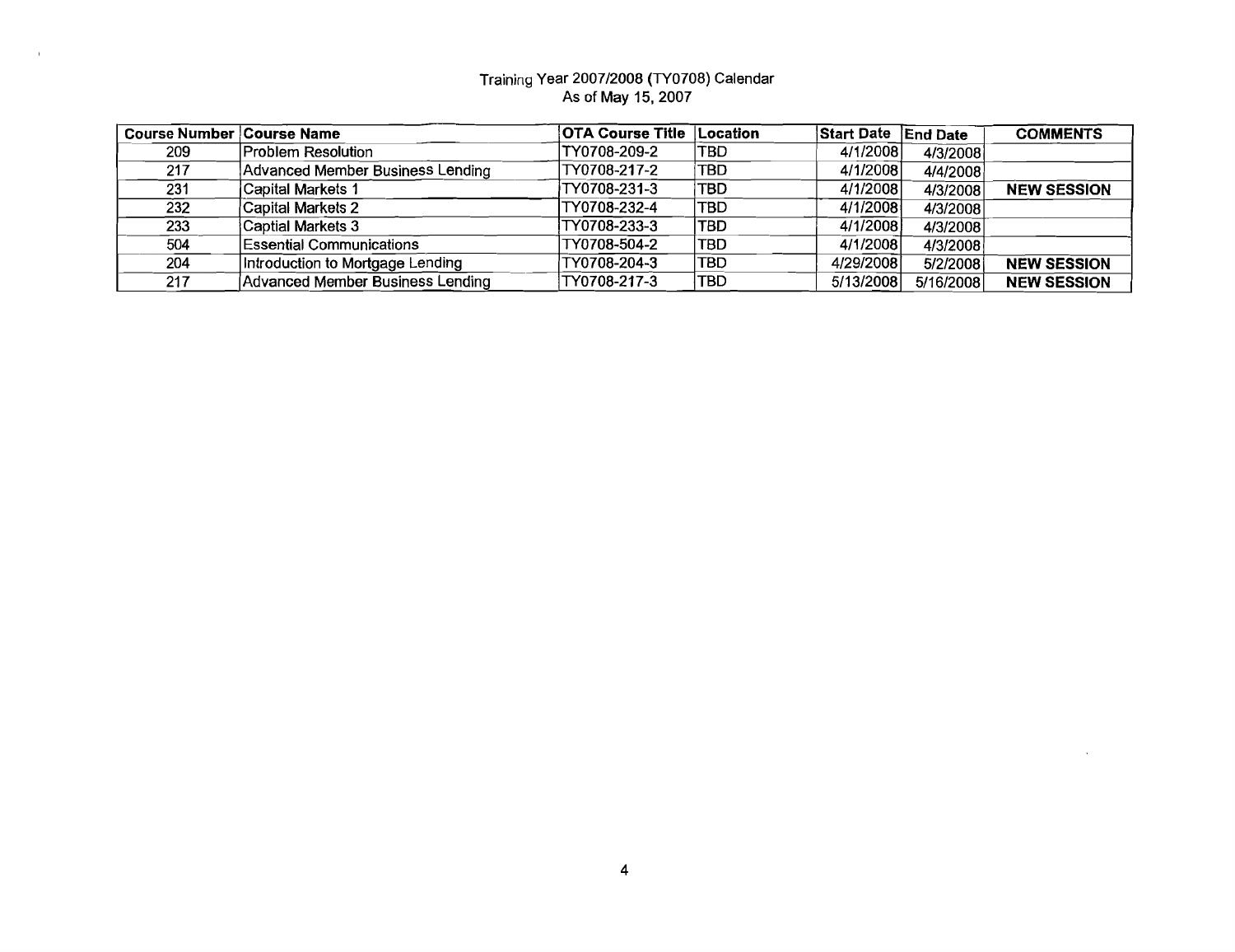Training Year 2007/2008 (TY0708) Calendar
As of May 15, 2007

| Course Number | Course Name | OTA Course Title | Location | Start Date | End Date | COMMENTS |
|---|---|---|---|---|---|---|
| 209 | Problem Resolution | TY0708-209-2 | TBD | 4/1/2008 | 4/3/2008 | |
| 217 | Advanced Member Business Lending | TY0708-217-2 | TBD | 4/1/2008 | 4/4/2008 | |
| 231 | Capital Markets 1 | TY0708-231-3 | TBD | 4/1/2008 | 4/3/2008 | **NEW SESSION** |
| 232 | Capital Markets 2 | TY0708-232-4 | TBD | 4/1/2008 | 4/3/2008 | |
| 233 | Captial Markets 3 | TY0708-233-3 | TBD | 4/1/2008 | 4/3/2008 | |
| 504 | Essential Communications | TY0708-504-2 | TBD | 4/1/2008 | 4/3/2008 | |
| 204 | Introduction to Mortgage Lending | TY0708-204-3 | TBD | 4/29/2008 | 5/2/2008 | **NEW SESSION** |
| 217 | Advanced Member Business Lending | TY0708-217-3 | TBD | 5/13/2008 | 5/16/2008 | **NEW SESSION** |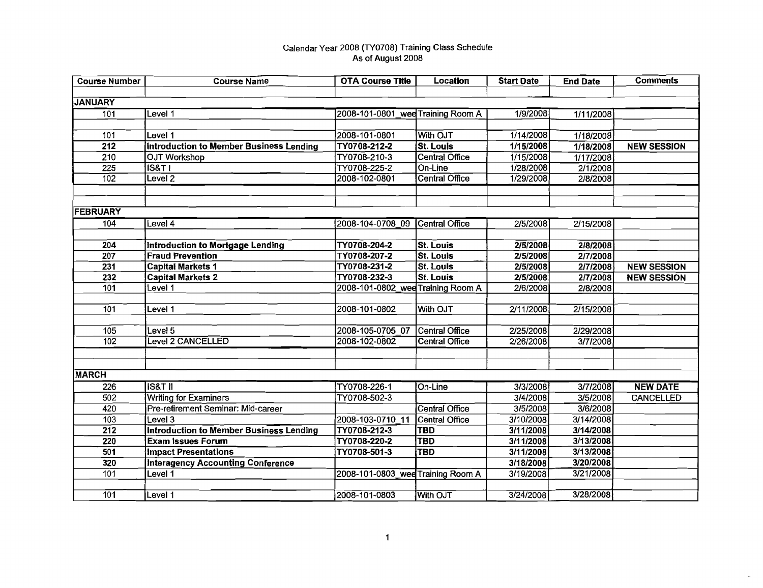Calendar Year 2008 (TY0708) Training Class Schedule
As of August 2008

| Course Number | Course Name | OTA Course Title | Location | Start Date | End Date | Comments |
|---|---|---|---|---|---|---|
| | | | | | | |
| **JANUARY** | | | | | | |
| 101 | Level 1 | 2008-101-0801_wee | Training Room A | 1/9/2008 | 1/11/2008 | |
| | | | | | | |
| 101 | Level 1 | 2008-101-0801 | With OJT | 1/14/2008 | 1/18/2008 | |
| **212** | **Introduction to Member Business Lending** | **TY0708-212-2** | **St. Louis** | **1/15/2008** | **1/18/2008** | **NEW SESSION** |
| 210 | OJT Workshop | TY0708-210-3 | Central Office | 1/15/2008 | 1/17/2008 | |
| 225 | IS&T I | TY0708-225-2 | On-Line | 1/28/2008 | 2/1/2008 | |
| 102 | Level 2 | 2008-102-0801 | Central Office | 1/29/2008 | 2/8/2008 | |
| | | | | | | |
| | | | | | | |
| **FEBRUARY** | | | | | | |
| 104 | Level 4 | 2008-104-0708_09 | Central Office | 2/5/2008 | 2/15/2008 | |
| | | | | | | |
| **204** | **Introduction to Mortgage Lending** | **TY0708-204-2** | **St. Louis** | **2/5/2008** | **2/8/2008** | |
| **207** | **Fraud Prevention** | **TY0708-207-2** | **St. Louis** | **2/5/2008** | **2/7/2008** | |
| **231** | **Capital Markets 1** | **TY0708-231-2** | **St. Louis** | **2/5/2008** | **2/7/2008** | **NEW SESSION** |
| **232** | **Capital Markets 2** | **TY0708-232-3** | **St. Louis** | **2/5/2008** | **2/7/2008** | **NEW SESSION** |
| 101 | Level 1 | 2008-101-0802_wee | Training Room A | 2/6/2008 | 2/8/2008 | |
| | | | | | | |
| 101 | Level 1 | 2008-101-0802 | With OJT | 2/11/2008 | 2/15/2008 | |
| | | | | | | |
| 105 | Level 5 | 2008-105-0705_07 | Central Office | 2/25/2008 | 2/29/2008 | |
| 102 | Level 2 CANCELLED | 2008-102-0802 | Central Office | 2/26/2008 | 3/7/2008 | |
| | | | | | | |
| | | | | | | |
| **MARCH** | | | | | | |
| 226 | IS&T II | TY0708-226-1 | On-Line | 3/3/2008 | 3/7/2008 | **NEW DATE** |
| 502 | Writing for Examiners | TY0708-502-3 | | 3/4/2008 | 3/5/2008 | CANCELLED |
| 420 | Pre-retirement Seminar: Mid-career | | Central Office | 3/5/2008 | 3/6/2008 | |
| 103 | Level 3 | 2008-103-0710_11 | Central Office | 3/10/2008 | 3/14/2008 | |
| **212** | **Introduction to Member Business Lending** | **TY0708-212-3** | **TBD** | **3/11/2008** | **3/14/2008** | |
| **220** | **Exam Issues Forum** | **TY0708-220-2** | **TBD** | **3/11/2008** | **3/13/2008** | |
| **501** | **Impact Presentations** | **TY0708-501-3** | **TBD** | **3/11/2008** | **3/13/2008** | |
| **320** | **Interagency Accounting Conference** | | | **3/18/2008** | **3/20/2008** | |
| 101 | Level 1 | 2008-101-0803_wee | Training Room A | 3/19/2008 | 3/21/2008 | |
| | | | | | | |
| 101 | Level 1 | 2008-101-0803 | With OJT | 3/24/2008 | 3/28/2008 | |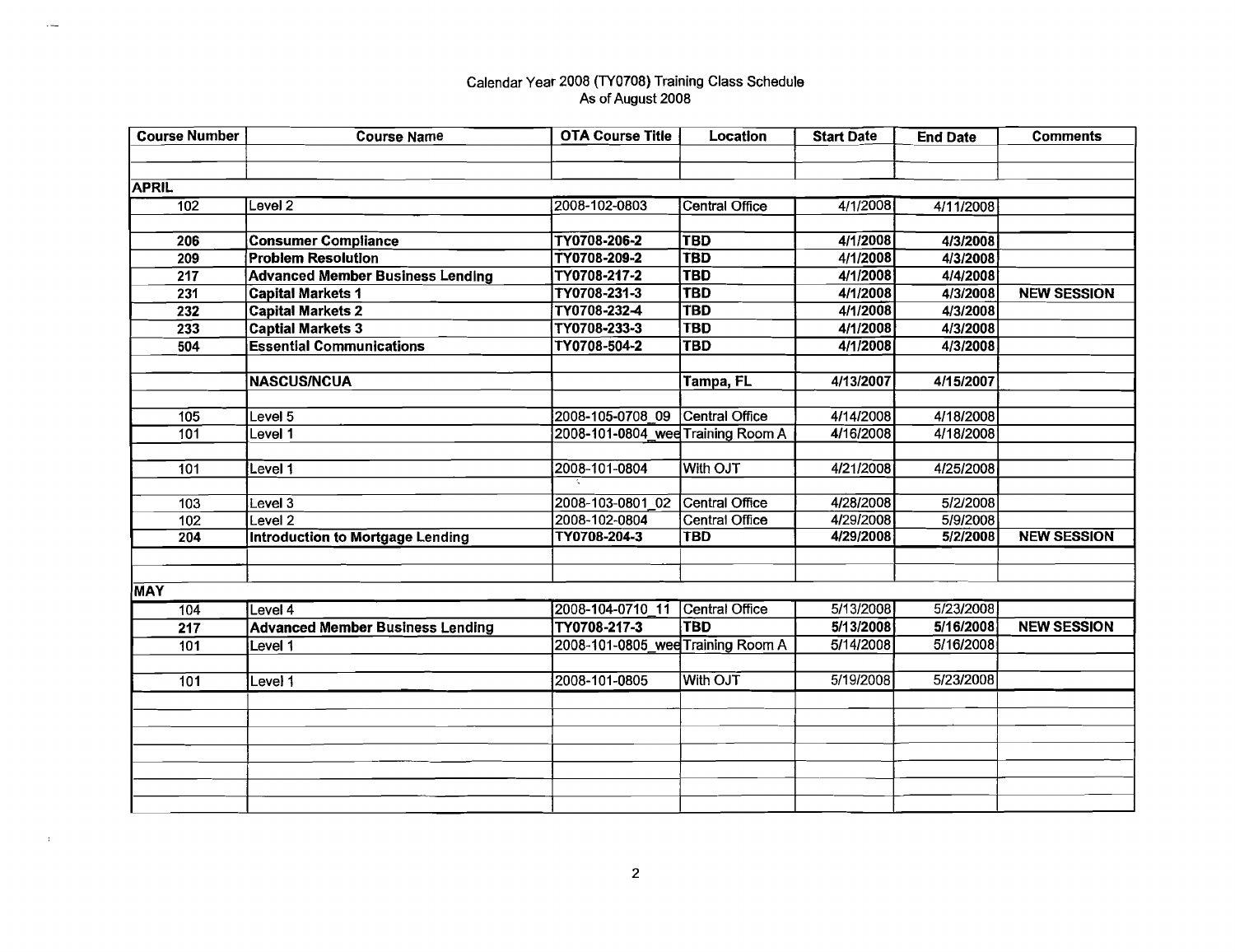Calendar Year 2008 (TY0708) Training Class Schedule
As of August 2008

| Course Number | Course Name | OTA Course Title | Location | Start Date | End Date | Comments |
|---|---|---|---|---|---|---|
| | | | | | | |
| | | | | | | |
| **APRIL** | | | | | | |
| 102 | Level 2 | 2008-102-0803 | Central Office | 4/1/2008 | 4/11/2008 | |
| | | | | | | |
| **206** | **Consumer Compliance** | **TY0708-206-2** | **TBD** | **4/1/2008** | **4/3/2008** | |
| **209** | **Problem Resolution** | **TY0708-209-2** | **TBD** | **4/1/2008** | **4/3/2008** | |
| **217** | **Advanced Member Business Lending** | **TY0708-217-2** | **TBD** | **4/1/2008** | **4/4/2008** | |
| **231** | **Capital Markets 1** | **TY0708-231-3** | **TBD** | **4/1/2008** | **4/3/2008** | **NEW SESSION** |
| **232** | **Capital Markets 2** | **TY0708-232-4** | **TBD** | **4/1/2008** | **4/3/2008** | |
| **233** | **Captial Markets 3** | **TY0708-233-3** | **TBD** | **4/1/2008** | **4/3/2008** | |
| **504** | **Essential Communications** | **TY0708-504-2** | **TBD** | **4/1/2008** | **4/3/2008** | |
| | | | | | | |
| | **NASCUS/NCUA** | | **Tampa, FL** | **4/13/2007** | **4/15/2007** | |
| | | | | | | |
| 105 | Level 5 | 2008-105-0708_09 | Central Office | 4/14/2008 | 4/18/2008 | |
| 101 | Level 1 | 2008-101-0804_wee | Training Room A | 4/16/2008 | 4/18/2008 | |
| | | | | | | |
| 101 | Level 1 | 2008-101-0804 | With OJT | 4/21/2008 | 4/25/2008 | |
| | | | | | | |
| 103 | Level 3 | 2008-103-0801_02 | Central Office | 4/28/2008 | 5/2/2008 | |
| 102 | Level 2 | 2008-102-0804 | Central Office | 4/29/2008 | 5/9/2008 | |
| **204** | **Introduction to Mortgage Lending** | **TY0708-204-3** | **TBD** | **4/29/2008** | **5/2/2008** | **NEW SESSION** |
| | | | | | | |
| | | | | | | |
| **MAY** | | | | | | |
| 104 | Level 4 | 2008-104-0710_11 | Central Office | 5/13/2008 | 5/23/2008 | |
| **217** | **Advanced Member Business Lending** | **TY0708-217-3** | **TBD** | **5/13/2008** | **5/16/2008** | **NEW SESSION** |
| 101 | Level 1 | 2008-101-0805_wee | Training Room A | 5/14/2008 | 5/16/2008 | |
| | | | | | | |
| 101 | Level 1 | 2008-101-0805 | With OJT | 5/19/2008 | 5/23/2008 | |
| | | | | | | |
| | | | | | | |
| | | | | | | |
| | | | | | | |
| | | | | | | |
| | | | | | | |
| | | | | | | |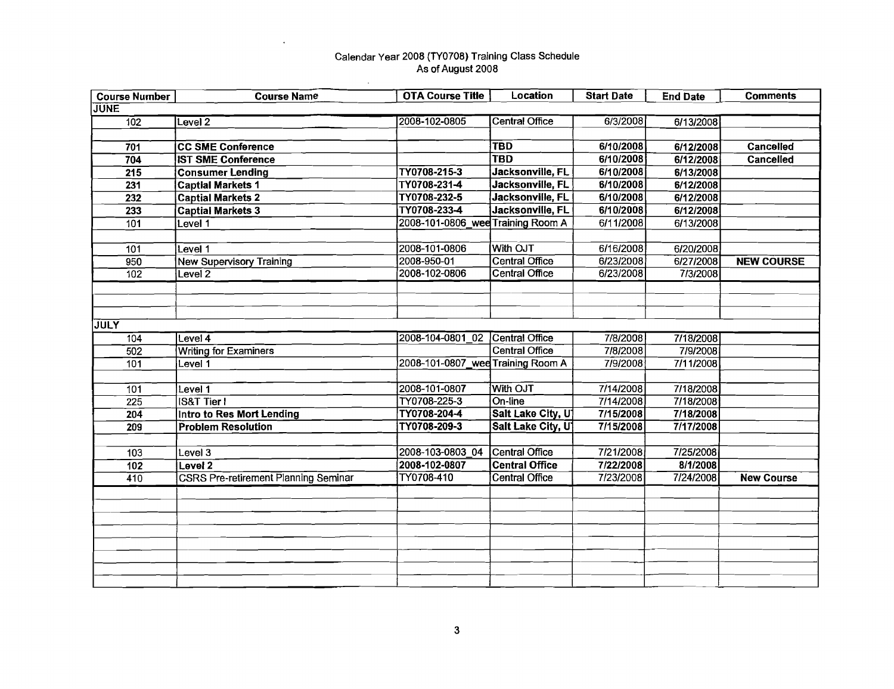Calendar Year 2008 (TY0708) Training Class Schedule
As of August 2008

| Course Number | Course Name | OTA Course Title | Location | Start Date | End Date | Comments |
|---|---|---|---|---|---|---|
| **JUNE** | | | | | | |
| 102 | Level 2 | 2008-102-0805 | Central Office | 6/3/2008 | 6/13/2008 | |
| | | | | | | |
| **701** | **CC SME Conference** | | **TBD** | **6/10/2008** | **6/12/2008** | **Cancelled** |
| **704** | **IST SME Conference** | | **TBD** | **6/10/2008** | **6/12/2008** | **Cancelled** |
| **215** | **Consumer Lending** | **TY0708-215-3** | **Jacksonville, FL** | **6/10/2008** | **6/13/2008** | |
| **231** | **Captial Markets 1** | **TY0708-231-4** | **Jacksonville, FL** | **6/10/2008** | **6/12/2008** | |
| **232** | **Captial Markets 2** | **TY0708-232-5** | **Jacksonville, FL** | **6/10/2008** | **6/12/2008** | |
| **233** | **Captial Markets 3** | **TY0708-233-4** | **Jacksonville, FL** | **6/10/2008** | **6/12/2008** | |
| 101 | Level 1 | 2008-101-0806_wee | Training Room A | 6/11/2008 | 6/13/2008 | |
| | | | | | | |
| 101 | Level 1 | 2008-101-0806 | With OJT | 6/16/2008 | 6/20/2008 | |
| 950 | New Supervisory Training | 2008-950-01 | Central Office | 6/23/2008 | 6/27/2008 | **NEW COURSE** |
| 102 | Level 2 | 2008-102-0806 | Central Office | 6/23/2008 | 7/3/2008 | |
| | | | | | | |
| | | | | | | |
| | | | | | | |
| **JULY** | | | | | | |
| 104 | Level 4 | 2008-104-0801_02 | Central Office | 7/8/2008 | 7/18/2008 | |
| 502 | Writing for Examiners | | Central Office | 7/8/2008 | 7/9/2008 | |
| 101 | Level 1 | 2008-101-0807_wee | Training Room A | 7/9/2008 | 7/11/2008 | |
| | | | | | | |
| 101 | Level 1 | 2008-101-0807 | With OJT | 7/14/2008 | 7/18/2008 | |
| 225 | IS&T Tier I | TY0708-225-3 | On-line | 7/14/2008 | 7/18/2008 | |
| **204** | **Intro to Res Mort Lending** | **TY0708-204-4** | **Salt Lake City, U** | **7/15/2008** | **7/18/2008** | |
| **209** | **Problem Resolution** | **TY0708-209-3** | **Salt Lake City, U** | **7/15/2008** | **7/17/2008** | |
| | | | | | | |
| 103 | Level 3 | 2008-103-0803_04 | Central Office | 7/21/2008 | 7/25/2008 | |
| **102** | **Level 2** | **2008-102-0807** | **Central Office** | **7/22/2008** | **8/1/2008** | |
| 410 | CSRS Pre-retirement Planning Seminar | TY0708-410 | Central Office | 7/23/2008 | 7/24/2008 | **New Course** |
| | | | | | | |
| | | | | | | |
| | | | | | | |
| | | | | | | |
| | | | | | | |
| | | | | | | |
| | | | | | | |
| | | | | | | |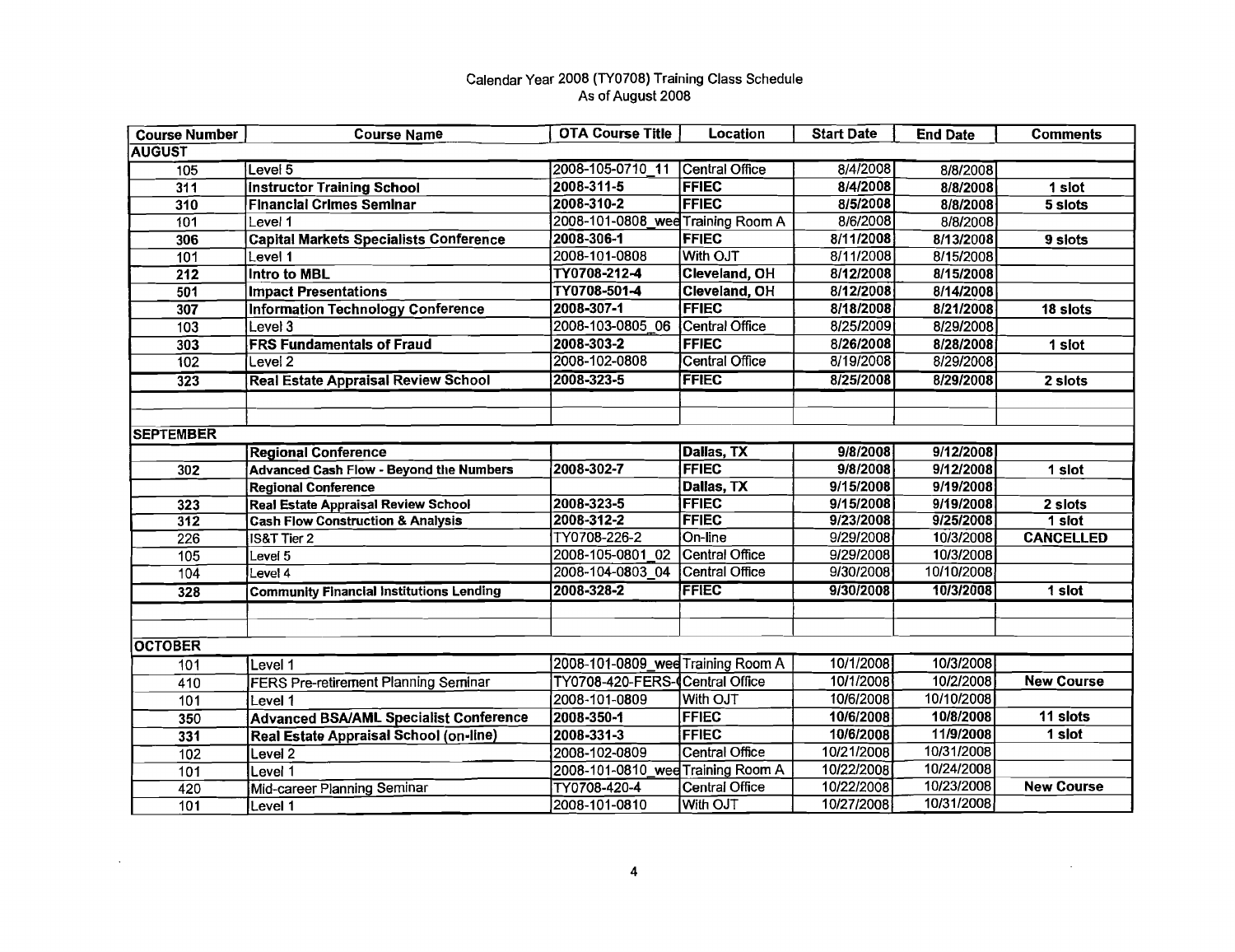Calendar Year 2008 (TY0708) Training Class Schedule
As of August 2008

| Course Number | Course Name | OTA Course Title | Location | Start Date | End Date | Comments |
|---|---|---|---|---|---|---|
| **AUGUST** | | | | | | |
| 105 | Level 5 | 2008-105-0710_11 | Central Office | 8/4/2008 | 8/8/2008 | |
| **311** | **Instructor Training School** | **2008-311-5** | **FFIEC** | **8/4/2008** | **8/8/2008** | **1 slot** |
| **310** | **Financial Crimes Seminar** | **2008-310-2** | **FFIEC** | **8/5/2008** | **8/8/2008** | **5 slots** |
| 101 | Level 1 | 2008-101-0808_wee | Training Room A | 8/6/2008 | 8/8/2008 | |
| **306** | **Capital Markets Specialists Conference** | **2008-306-1** | **FFIEC** | **8/11/2008** | **8/13/2008** | **9 slots** |
| 101 | Level 1 | 2008-101-0808 | With OJT | 8/11/2008 | 8/15/2008 | |
| **212** | **Intro to MBL** | **TY0708-212-4** | **Cleveland, OH** | **8/12/2008** | **8/15/2008** | |
| **501** | **Impact Presentations** | **TY0708-501-4** | **Cleveland, OH** | **8/12/2008** | **8/14/2008** | |
| **307** | **Information Technology Conference** | **2008-307-1** | **FFIEC** | **8/18/2008** | **8/21/2008** | **18 slots** |
| 103 | Level 3 | 2008-103-0805_06 | Central Office | 8/25/2009 | 8/29/2008 | |
| **303** | **FRS Fundamentals of Fraud** | **2008-303-2** | **FFIEC** | **8/26/2008** | **8/28/2008** | **1 slot** |
| 102 | Level 2 | 2008-102-0808 | Central Office | 8/19/2008 | 8/29/2008 | |
| **323** | **Real Estate Appraisal Review School** | **2008-323-5** | **FFIEC** | **8/25/2008** | **8/29/2008** | **2 slots** |
| | | | | | | |
| | | | | | | |
| **SEPTEMBER** | | | | | | |
| | **Regional Conference** | | **Dallas, TX** | **9/8/2008** | **9/12/2008** | |
| 302 | **Advanced Cash Flow - Beyond the Numbers** | **2008-302-7** | **FFIEC** | **9/8/2008** | **9/12/2008** | **1 slot** |
| | **Regional Conference** | | **Dallas, TX** | **9/15/2008** | **9/19/2008** | |
| **323** | **Real Estate Appraisal Review School** | **2008-323-5** | **FFIEC** | **9/15/2008** | **9/19/2008** | **2 slots** |
| **312** | **Cash Flow Construction & Analysis** | **2008-312-2** | **FFIEC** | **9/23/2008** | **9/25/2008** | **1 slot** |
| 226 | IS&T Tier 2 | TY0708-226-2 | On-line | 9/29/2008 | 10/3/2008 | **CANCELLED** |
| 105 | Level 5 | 2008-105-0801_02 | Central Office | 9/29/2008 | 10/3/2008 | |
| 104 | Level 4 | 2008-104-0803_04 | Central Office | 9/30/2008 | 10/10/2008 | |
| **328** | **Community Financial Institutions Lending** | **2008-328-2** | **FFIEC** | **9/30/2008** | **10/3/2008** | **1 slot** |
| | | | | | | |
| | | | | | | |
| **OCTOBER** | | | | | | |
| 101 | Level 1 | 2008-101-0809_wee | Training Room A | 10/1/2008 | 10/3/2008 | |
| 410 | FERS Pre-retirement Planning Seminar | TY0708-420-FERS- | Central Office | 10/1/2008 | 10/2/2008 | **New Course** |
| 101 | Level 1 | 2008-101-0809 | With OJT | 10/6/2008 | 10/10/2008 | |
| **350** | **Advanced BSA/AML Specialist Conference** | **2008-350-1** | **FFIEC** | **10/6/2008** | **10/8/2008** | **11 slots** |
| **331** | **Real Estate Appraisal School (on-line)** | **2008-331-3** | **FFIEC** | **10/6/2008** | **11/9/2008** | **1 slot** |
| 102 | Level 2 | 2008-102-0809 | Central Office | 10/21/2008 | 10/31/2008 | |
| 101 | Level 1 | 2008-101-0810_wee | Training Room A | 10/22/2008 | 10/24/2008 | |
| 420 | Mid-career Planning Seminar | TY0708-420-4 | Central Office | 10/22/2008 | 10/23/2008 | **New Course** |
| 101 | Level 1 | 2008-101-0810 | With OJT | 10/27/2008 | 10/31/2008 | |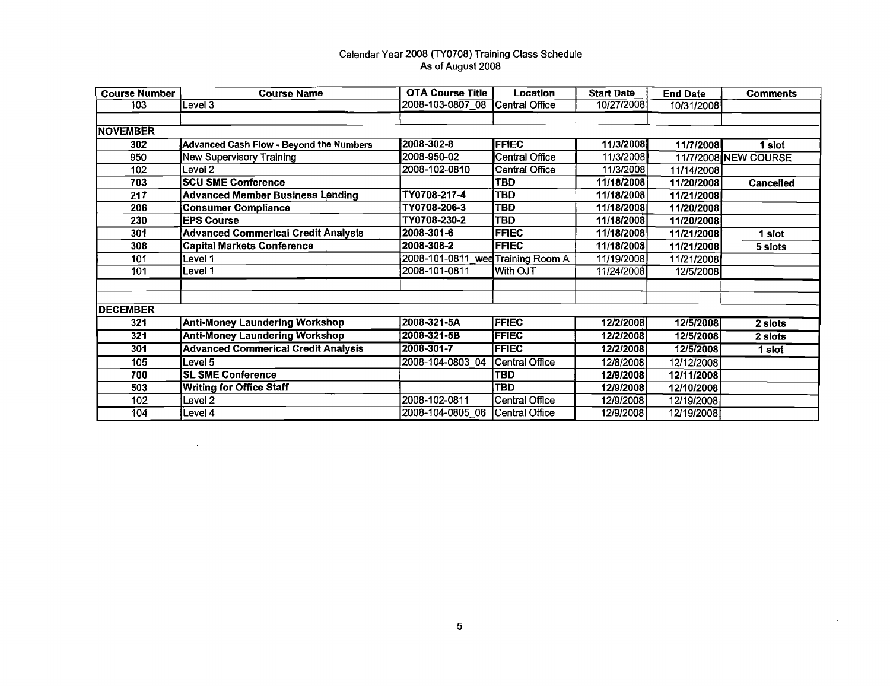Calendar Year 2008 (TY0708) Training Class Schedule
As of August 2008

| Course Number | Course Name | OTA Course Title | Location | Start Date | End Date | Comments |
|---|---|---|---|---|---|---|
| 103 | Level 3 | 2008-103-0807_08 | Central Office | 10/27/2008 | 10/31/2008 | |
| | | | | | | |
| **NOVEMBER** | | | | | | |
| **302** | **Advanced Cash Flow - Beyond the Numbers** | **2008-302-8** | **FFIEC** | **11/3/2008** | **11/7/2008** | **1 slot** |
| 950 | New Supervisory Training | 2008-950-02 | Central Office | 11/3/2008 | 11/7/2008 | NEW COURSE |
| 102 | Level 2 | 2008-102-0810 | Central Office | 11/3/2008 | 11/14/2008 | |
| **703** | **SCU SME Conference** | | **TBD** | **11/18/2008** | **11/20/2008** | **Cancelled** |
| **217** | **Advanced Member Business Lending** | **TY0708-217-4** | **TBD** | **11/18/2008** | **11/21/2008** | |
| **206** | **Consumer Compliance** | **TY0708-206-3** | **TBD** | **11/18/2008** | **11/20/2008** | |
| **230** | **EPS Course** | **TY0708-230-2** | **TBD** | **11/18/2008** | **11/20/2008** | |
| **301** | **Advanced Commerical Credit Analysis** | **2008-301-6** | **FFIEC** | **11/18/2008** | **11/21/2008** | **1 slot** |
| **308** | **Capital Markets Conference** | **2008-308-2** | **FFIEC** | **11/18/2008** | **11/21/2008** | **5 slots** |
| 101 | Level 1 | 2008-101-0811_wee | Training Room A | 11/19/2008 | 11/21/2008 | |
| 101 | Level 1 | 2008-101-0811 | With OJT | 11/24/2008 | 12/5/2008 | |
| | | | | | | |
| | | | | | | |
| **DECEMBER** | | | | | | |
| **321** | **Anti-Money Laundering Workshop** | **2008-321-5A** | **FFIEC** | **12/2/2008** | **12/5/2008** | **2 slots** |
| **321** | **Anti-Money Laundering Workshop** | **2008-321-5B** | **FFIEC** | **12/2/2008** | **12/5/2008** | **2 slots** |
| **301** | **Advanced Commerical Credit Analysis** | **2008-301-7** | **FFIEC** | **12/2/2008** | **12/5/2008** | **1 slot** |
| 105 | Level 5 | 2008-104-0803_04 | Central Office | 12/8/2008 | 12/12/2008 | |
| **700** | **SL SME Conference** | | **TBD** | **12/9/2008** | **12/11/2008** | |
| **503** | **Writing for Office Staff** | | **TBD** | **12/9/2008** | **12/10/2008** | |
| 102 | Level 2 | 2008-102-0811 | Central Office | 12/9/2008 | 12/19/2008 | |
| 104 | Level 4 | 2008-104-0805_06 | Central Office | 12/9/2008 | 12/19/2008 | |